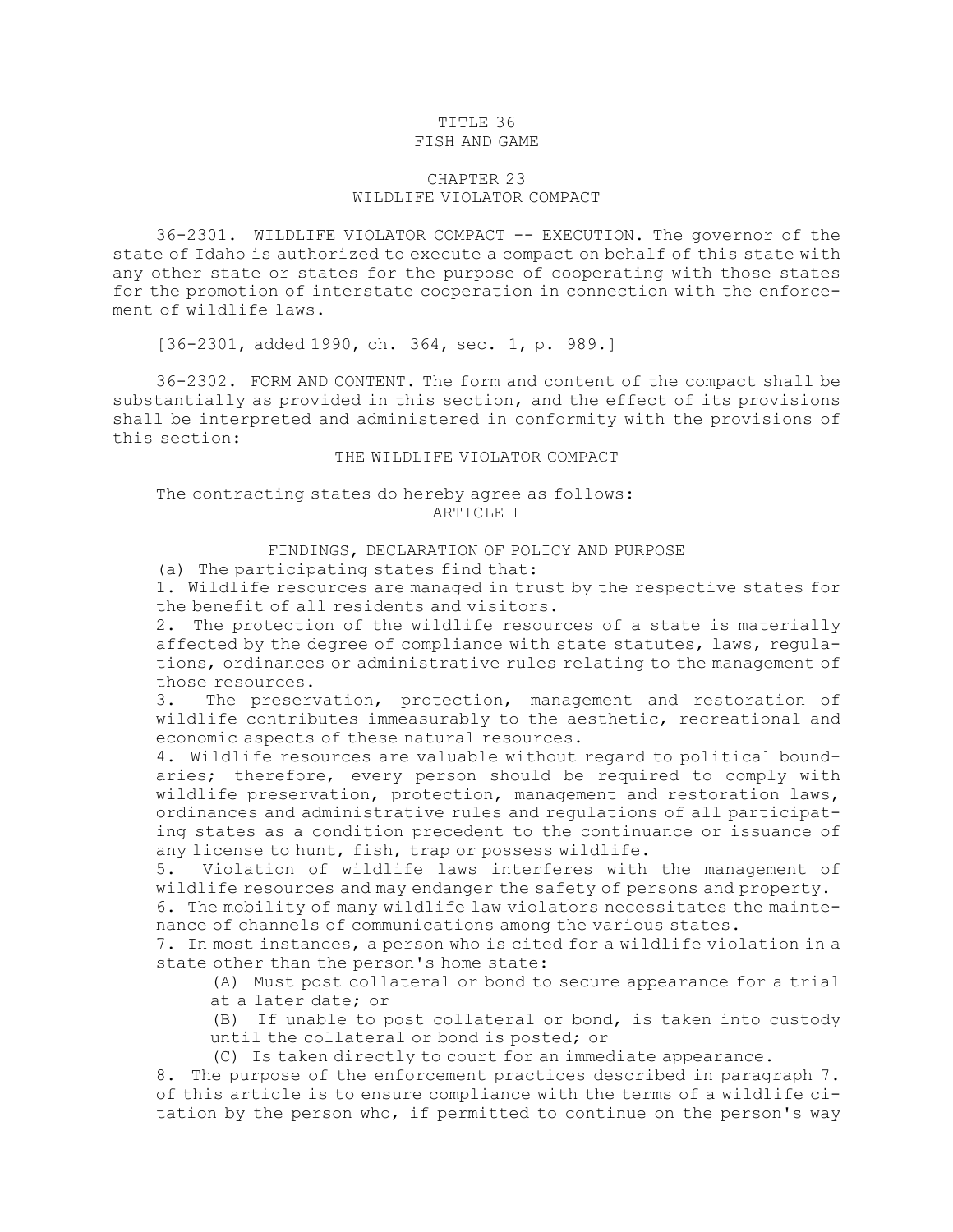# TITLE 36
# FISH AND GAME

## CHAPTER 23
## WILDLIFE VIOLATOR COMPACT

36-2301. WILDLIFE VIOLATOR COMPACT -- EXECUTION. The governor of the state of Idaho is authorized to execute a compact on behalf of this state with any other state or states for the purpose of cooperating with those states for the promotion of interstate cooperation in connection with the enforcement of wildlife laws.

[36-2301, added 1990, ch. 364, sec. 1, p. 989.]

36-2302. FORM AND CONTENT. The form and content of the compact shall be substantially as provided in this section, and the effect of its provisions shall be interpreted and administered in conformity with the provisions of this section:

THE WILDLIFE VIOLATOR COMPACT

The contracting states do hereby agree as follows:

ARTICLE I

FINDINGS, DECLARATION OF POLICY AND PURPOSE

(a) The participating states find that:

1. Wildlife resources are managed in trust by the respective states for the benefit of all residents and visitors.

2. The protection of the wildlife resources of a state is materially affected by the degree of compliance with state statutes, laws, regulations, ordinances or administrative rules relating to the management of those resources.

3. The preservation, protection, management and restoration of wildlife contributes immeasurably to the aesthetic, recreational and economic aspects of these natural resources.

4. Wildlife resources are valuable without regard to political boundaries; therefore, every person should be required to comply with wildlife preservation, protection, management and restoration laws, ordinances and administrative rules and regulations of all participating states as a condition precedent to the continuance or issuance of any license to hunt, fish, trap or possess wildlife.

5. Violation of wildlife laws interferes with the management of wildlife resources and may endanger the safety of persons and property.

6. The mobility of many wildlife law violators necessitates the maintenance of channels of communications among the various states.

7. In most instances, a person who is cited for a wildlife violation in a state other than the person's home state:

(A) Must post collateral or bond to secure appearance for a trial at a later date; or

(B) If unable to post collateral or bond, is taken into custody until the collateral or bond is posted; or

(C) Is taken directly to court for an immediate appearance.

8. The purpose of the enforcement practices described in paragraph 7. of this article is to ensure compliance with the terms of a wildlife citation by the person who, if permitted to continue on the person's way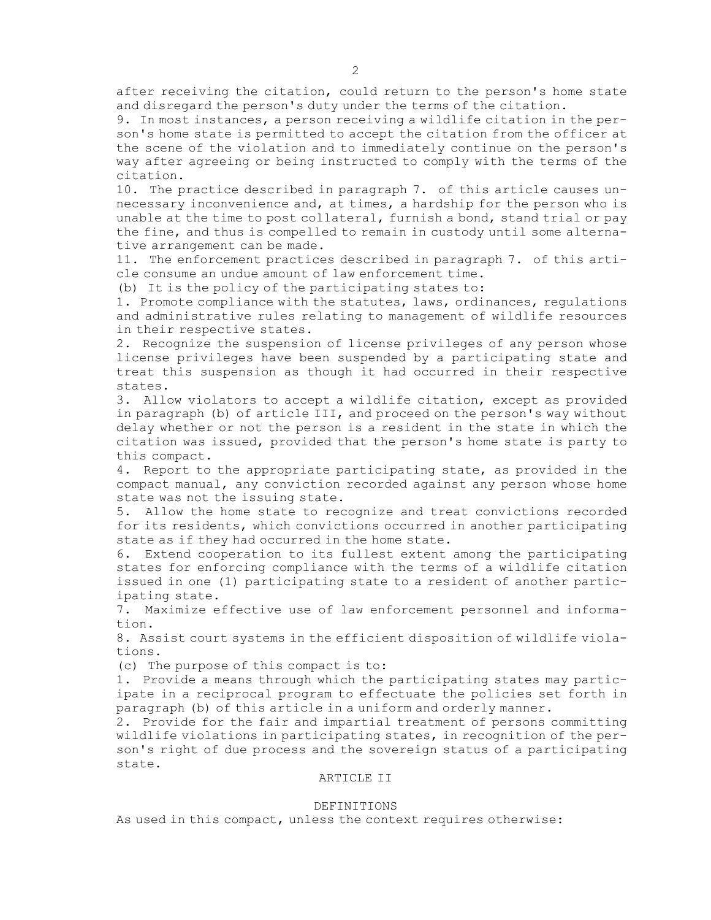after receiving the citation, could return to the person's home state and disregard the person's duty under the terms of the citation.

9. In most instances, a person receiving a wildlife citation in the person's home state is permitted to accept the citation from the officer at the scene of the violation and to immediately continue on the person's way after agreeing or being instructed to comply with the terms of the citation.

10. The practice described in paragraph 7. of this article causes unnecessary inconvenience and, at times, a hardship for the person who is unable at the time to post collateral, furnish a bond, stand trial or pay the fine, and thus is compelled to remain in custody until some alternative arrangement can be made.

11. The enforcement practices described in paragraph 7. of this article consume an undue amount of law enforcement time.

(b) It is the policy of the participating states to:

1. Promote compliance with the statutes, laws, ordinances, regulations and administrative rules relating to management of wildlife resources in their respective states.

2. Recognize the suspension of license privileges of any person whose license privileges have been suspended by a participating state and treat this suspension as though it had occurred in their respective states.

3. Allow violators to accept a wildlife citation, except as provided in paragraph (b) of article III, and proceed on the person's way without delay whether or not the person is a resident in the state in which the citation was issued, provided that the person's home state is party to this compact.

4. Report to the appropriate participating state, as provided in the compact manual, any conviction recorded against any person whose home state was not the issuing state.

5. Allow the home state to recognize and treat convictions recorded for its residents, which convictions occurred in another participating state as if they had occurred in the home state.

6. Extend cooperation to its fullest extent among the participating states for enforcing compliance with the terms of a wildlife citation issued in one (1) participating state to a resident of another participating state.

7. Maximize effective use of law enforcement personnel and information.

8. Assist court systems in the efficient disposition of wildlife violations.

(c) The purpose of this compact is to:

1. Provide a means through which the participating states may participate in a reciprocal program to effectuate the policies set forth in paragraph (b) of this article in a uniform and orderly manner.

2. Provide for the fair and impartial treatment of persons committing wildlife violations in participating states, in recognition of the person's right of due process and the sovereign status of a participating state.

## ARTICLE II

## DEFINITIONS

As used in this compact, unless the context requires otherwise: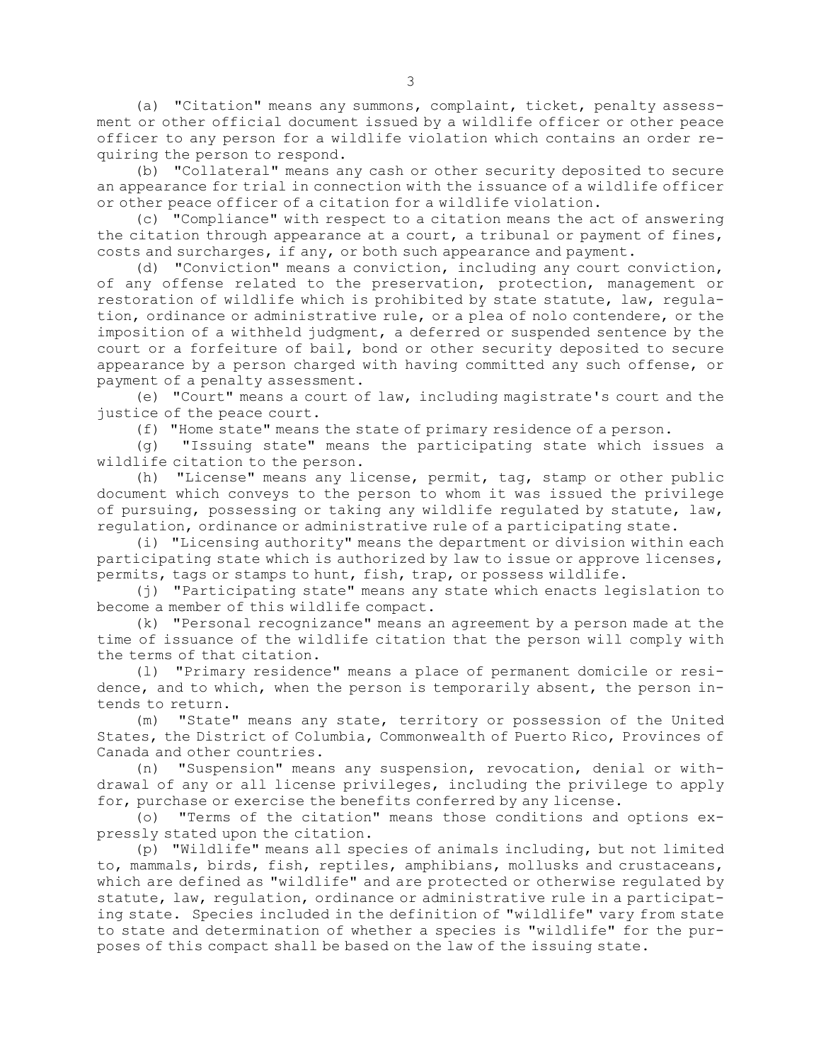(a) "Citation" means any summons, complaint, ticket, penalty assessment or other official document issued by a wildlife officer or other peace officer to any person for a wildlife violation which contains an order requiring the person to respond.

(b) "Collateral" means any cash or other security deposited to secure an appearance for trial in connection with the issuance of a wildlife officer or other peace officer of a citation for a wildlife violation.

(c) "Compliance" with respect to a citation means the act of answering the citation through appearance at a court, a tribunal or payment of fines, costs and surcharges, if any, or both such appearance and payment.

(d) "Conviction" means a conviction, including any court conviction, of any offense related to the preservation, protection, management or restoration of wildlife which is prohibited by state statute, law, regulation, ordinance or administrative rule, or a plea of nolo contendere, or the imposition of a withheld judgment, a deferred or suspended sentence by the court or a forfeiture of bail, bond or other security deposited to secure appearance by a person charged with having committed any such offense, or payment of a penalty assessment.

(e) "Court" means a court of law, including magistrate's court and the justice of the peace court.

(f) "Home state" means the state of primary residence of a person.

(g) "Issuing state" means the participating state which issues a wildlife citation to the person.

(h) "License" means any license, permit, tag, stamp or other public document which conveys to the person to whom it was issued the privilege of pursuing, possessing or taking any wildlife regulated by statute, law, regulation, ordinance or administrative rule of a participating state.

(i) "Licensing authority" means the department or division within each participating state which is authorized by law to issue or approve licenses, permits, tags or stamps to hunt, fish, trap, or possess wildlife.

(j) "Participating state" means any state which enacts legislation to become a member of this wildlife compact.

(k) "Personal recognizance" means an agreement by a person made at the time of issuance of the wildlife citation that the person will comply with the terms of that citation.

(l) "Primary residence" means a place of permanent domicile or residence, and to which, when the person is temporarily absent, the person intends to return.

(m) "State" means any state, territory or possession of the United States, the District of Columbia, Commonwealth of Puerto Rico, Provinces of Canada and other countries.

(n) "Suspension" means any suspension, revocation, denial or withdrawal of any or all license privileges, including the privilege to apply for, purchase or exercise the benefits conferred by any license.

(o) "Terms of the citation" means those conditions and options expressly stated upon the citation.

(p) "Wildlife" means all species of animals including, but not limited to, mammals, birds, fish, reptiles, amphibians, mollusks and crustaceans, which are defined as "wildlife" and are protected or otherwise regulated by statute, law, regulation, ordinance or administrative rule in a participating state. Species included in the definition of "wildlife" vary from state to state and determination of whether a species is "wildlife" for the purposes of this compact shall be based on the law of the issuing state.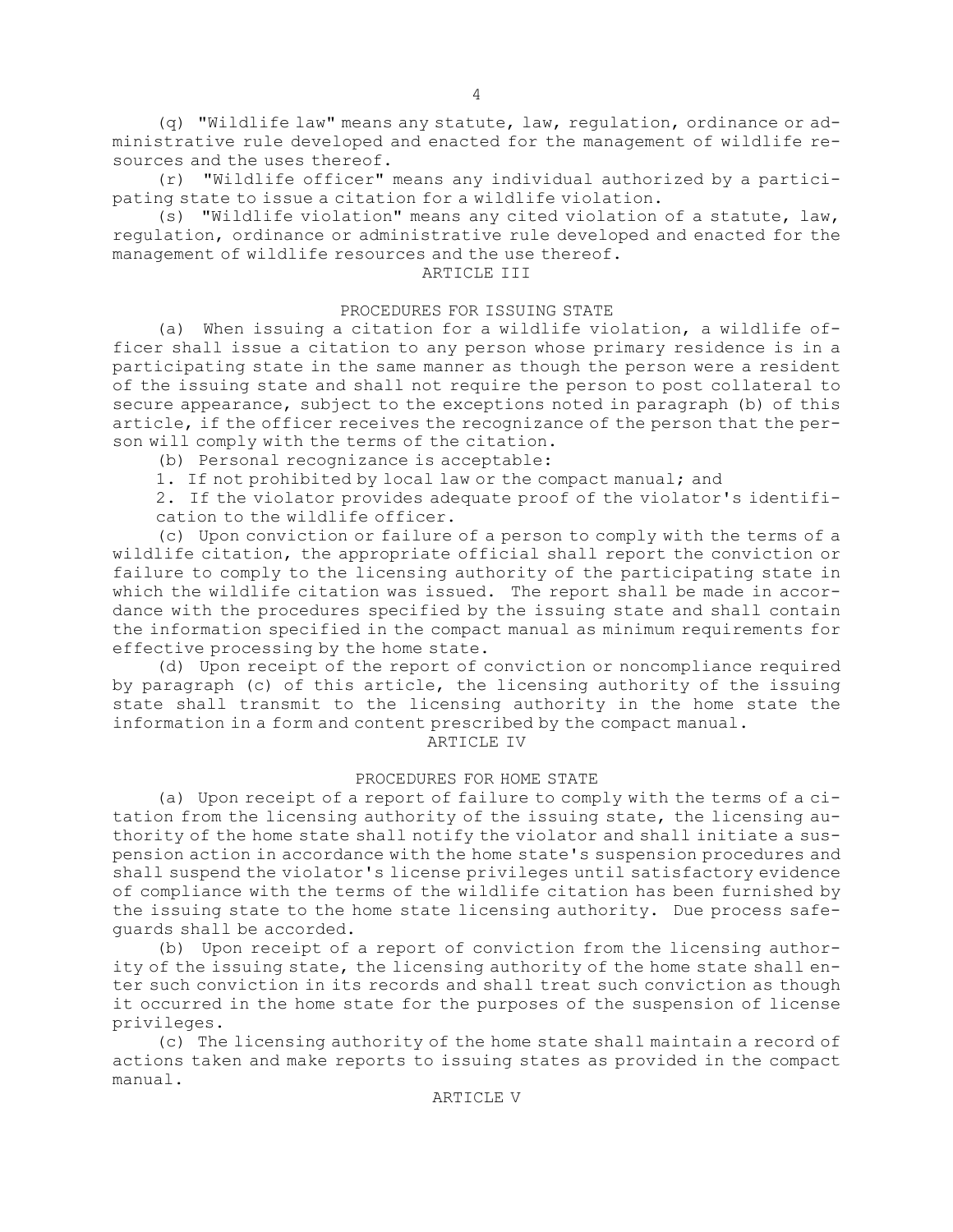(q) "Wildlife law" means any statute, law, regulation, ordinance or administrative rule developed and enacted for the management of wildlife resources and the uses thereof.

(r) "Wildlife officer" means any individual authorized by a participating state to issue a citation for a wildlife violation.

(s) "Wildlife violation" means any cited violation of a statute, law, regulation, ordinance or administrative rule developed and enacted for the management of wildlife resources and the use thereof.

ARTICLE III

PROCEDURES FOR ISSUING STATE

(a) When issuing a citation for a wildlife violation, a wildlife officer shall issue a citation to any person whose primary residence is in a participating state in the same manner as though the person were a resident of the issuing state and shall not require the person to post collateral to secure appearance, subject to the exceptions noted in paragraph (b) of this article, if the officer receives the recognizance of the person that the person will comply with the terms of the citation.

(b) Personal recognizance is acceptable:

1. If not prohibited by local law or the compact manual; and

2. If the violator provides adequate proof of the violator's identification to the wildlife officer.

(c) Upon conviction or failure of a person to comply with the terms of a wildlife citation, the appropriate official shall report the conviction or failure to comply to the licensing authority of the participating state in which the wildlife citation was issued. The report shall be made in accordance with the procedures specified by the issuing state and shall contain the information specified in the compact manual as minimum requirements for effective processing by the home state.

(d) Upon receipt of the report of conviction or noncompliance required by paragraph (c) of this article, the licensing authority of the issuing state shall transmit to the licensing authority in the home state the information in a form and content prescribed by the compact manual.

ARTICLE IV

PROCEDURES FOR HOME STATE

(a) Upon receipt of a report of failure to comply with the terms of a citation from the licensing authority of the issuing state, the licensing authority of the home state shall notify the violator and shall initiate a suspension action in accordance with the home state's suspension procedures and shall suspend the violator's license privileges until satisfactory evidence of compliance with the terms of the wildlife citation has been furnished by the issuing state to the home state licensing authority. Due process safeguards shall be accorded.

(b) Upon receipt of a report of conviction from the licensing authority of the issuing state, the licensing authority of the home state shall enter such conviction in its records and shall treat such conviction as though it occurred in the home state for the purposes of the suspension of license privileges.

(c) The licensing authority of the home state shall maintain a record of actions taken and make reports to issuing states as provided in the compact manual.

ARTICLE V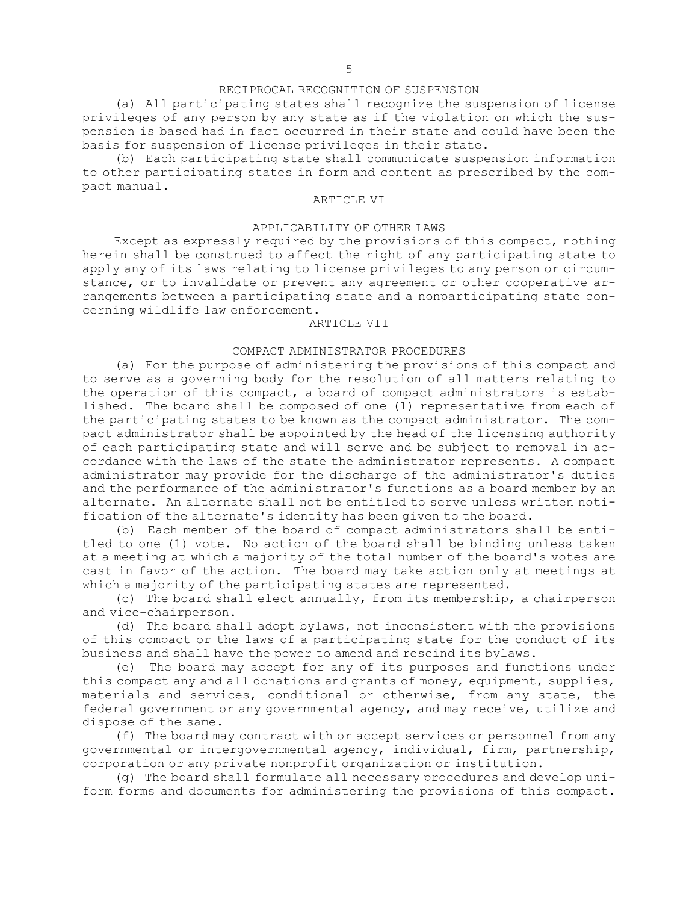RECIPROCAL RECOGNITION OF SUSPENSION

(a) All participating states shall recognize the suspension of license privileges of any person by any state as if the violation on which the suspension is based had in fact occurred in their state and could have been the basis for suspension of license privileges in their state.

(b) Each participating state shall communicate suspension information to other participating states in form and content as prescribed by the compact manual.

ARTICLE VI

APPLICABILITY OF OTHER LAWS

Except as expressly required by the provisions of this compact, nothing herein shall be construed to affect the right of any participating state to apply any of its laws relating to license privileges to any person or circumstance, or to invalidate or prevent any agreement or other cooperative arrangements between a participating state and a nonparticipating state concerning wildlife law enforcement.

ARTICLE VII

COMPACT ADMINISTRATOR PROCEDURES

(a) For the purpose of administering the provisions of this compact and to serve as a governing body for the resolution of all matters relating to the operation of this compact, a board of compact administrators is established. The board shall be composed of one (1) representative from each of the participating states to be known as the compact administrator. The compact administrator shall be appointed by the head of the licensing authority of each participating state and will serve and be subject to removal in accordance with the laws of the state the administrator represents. A compact administrator may provide for the discharge of the administrator's duties and the performance of the administrator's functions as a board member by an alternate. An alternate shall not be entitled to serve unless written notification of the alternate's identity has been given to the board.

(b) Each member of the board of compact administrators shall be entitled to one (1) vote. No action of the board shall be binding unless taken at a meeting at which a majority of the total number of the board's votes are cast in favor of the action. The board may take action only at meetings at which a majority of the participating states are represented.

(c) The board shall elect annually, from its membership, a chairperson and vice-chairperson.

(d) The board shall adopt bylaws, not inconsistent with the provisions of this compact or the laws of a participating state for the conduct of its business and shall have the power to amend and rescind its bylaws.

(e) The board may accept for any of its purposes and functions under this compact any and all donations and grants of money, equipment, supplies, materials and services, conditional or otherwise, from any state, the federal government or any governmental agency, and may receive, utilize and dispose of the same.

(f) The board may contract with or accept services or personnel from any governmental or intergovernmental agency, individual, firm, partnership, corporation or any private nonprofit organization or institution.

(g) The board shall formulate all necessary procedures and develop uniform forms and documents for administering the provisions of this compact.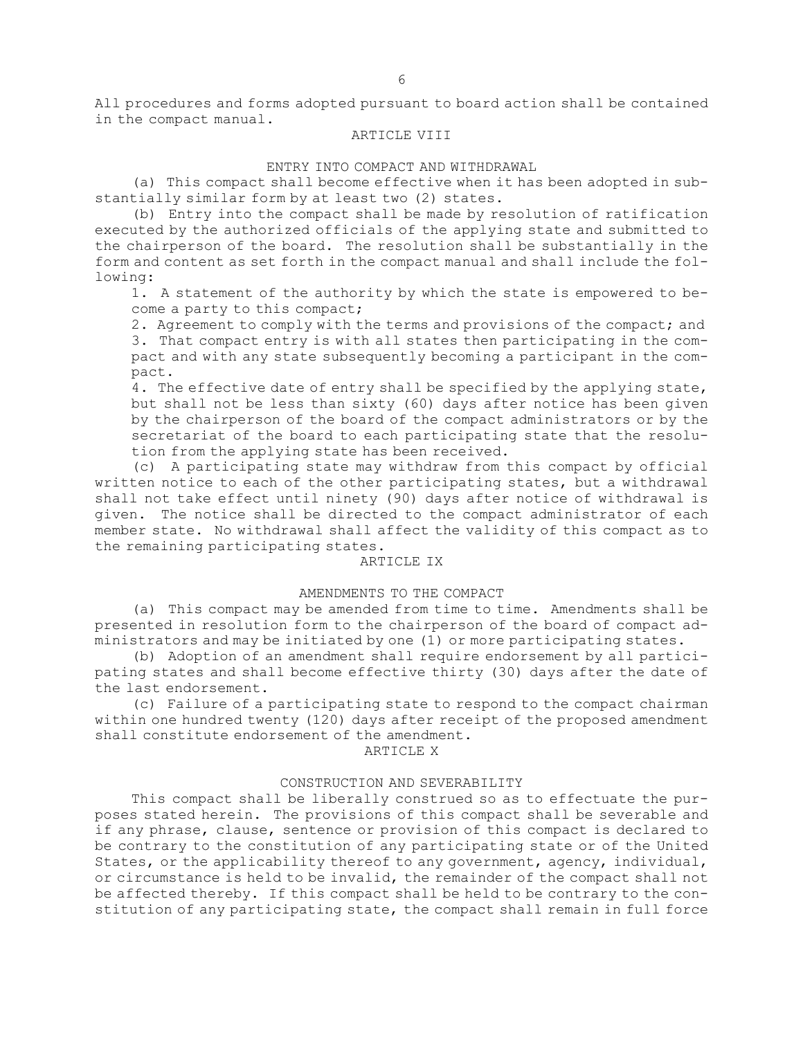All procedures and forms adopted pursuant to board action shall be contained in the compact manual.

ARTICLE VIII

ENTRY INTO COMPACT AND WITHDRAWAL

(a) This compact shall become effective when it has been adopted in substantially similar form by at least two (2) states.

(b) Entry into the compact shall be made by resolution of ratification executed by the authorized officials of the applying state and submitted to the chairperson of the board. The resolution shall be substantially in the form and content as set forth in the compact manual and shall include the following:

1. A statement of the authority by which the state is empowered to become a party to this compact;
2. Agreement to comply with the terms and provisions of the compact; and
3. That compact entry is with all states then participating in the compact and with any state subsequently becoming a participant in the compact.
4. The effective date of entry shall be specified by the applying state, but shall not be less than sixty (60) days after notice has been given by the chairperson of the board of the compact administrators or by the secretariat of the board to each participating state that the resolution from the applying state has been received.

(c) A participating state may withdraw from this compact by official written notice to each of the other participating states, but a withdrawal shall not take effect until ninety (90) days after notice of withdrawal is given. The notice shall be directed to the compact administrator of each member state. No withdrawal shall affect the validity of this compact as to the remaining participating states.

ARTICLE IX

AMENDMENTS TO THE COMPACT

(a) This compact may be amended from time to time. Amendments shall be presented in resolution form to the chairperson of the board of compact administrators and may be initiated by one (1) or more participating states.

(b) Adoption of an amendment shall require endorsement by all participating states and shall become effective thirty (30) days after the date of the last endorsement.

(c) Failure of a participating state to respond to the compact chairman within one hundred twenty (120) days after receipt of the proposed amendment shall constitute endorsement of the amendment.

ARTICLE X

CONSTRUCTION AND SEVERABILITY

This compact shall be liberally construed so as to effectuate the purposes stated herein. The provisions of this compact shall be severable and if any phrase, clause, sentence or provision of this compact is declared to be contrary to the constitution of any participating state or of the United States, or the applicability thereof to any government, agency, individual, or circumstance is held to be invalid, the remainder of the compact shall not be affected thereby. If this compact shall be held to be contrary to the constitution of any participating state, the compact shall remain in full force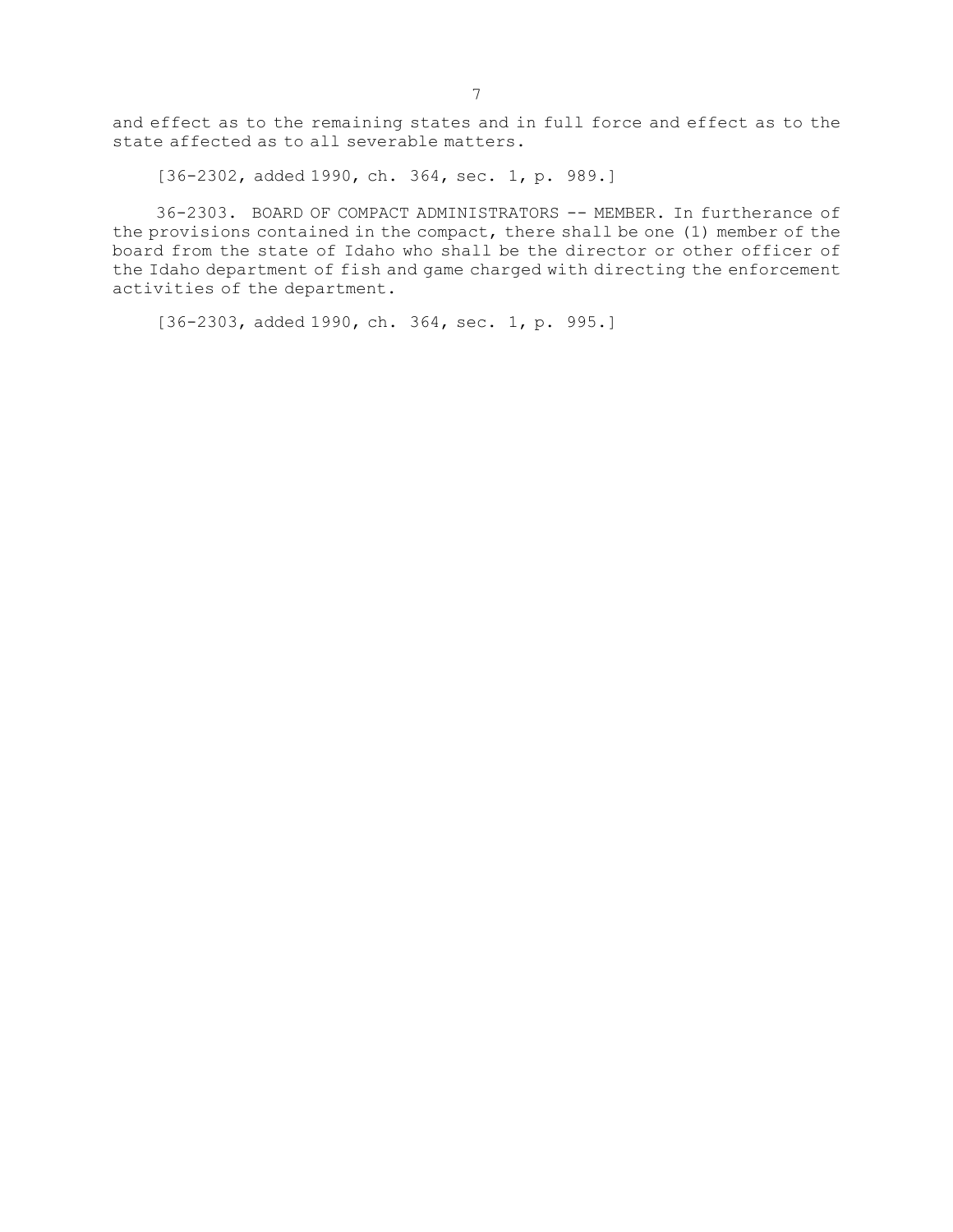and effect as to the remaining states and in full force and effect as to the state affected as to all severable matters.

[36-2302, added 1990, ch. 364, sec. 1, p. 989.]

36-2303. BOARD OF COMPACT ADMINISTRATORS -- MEMBER. In furtherance of the provisions contained in the compact, there shall be one (1) member of the board from the state of Idaho who shall be the director or other officer of the Idaho department of fish and game charged with directing the enforcement activities of the department.

[36-2303, added 1990, ch. 364, sec. 1, p. 995.]